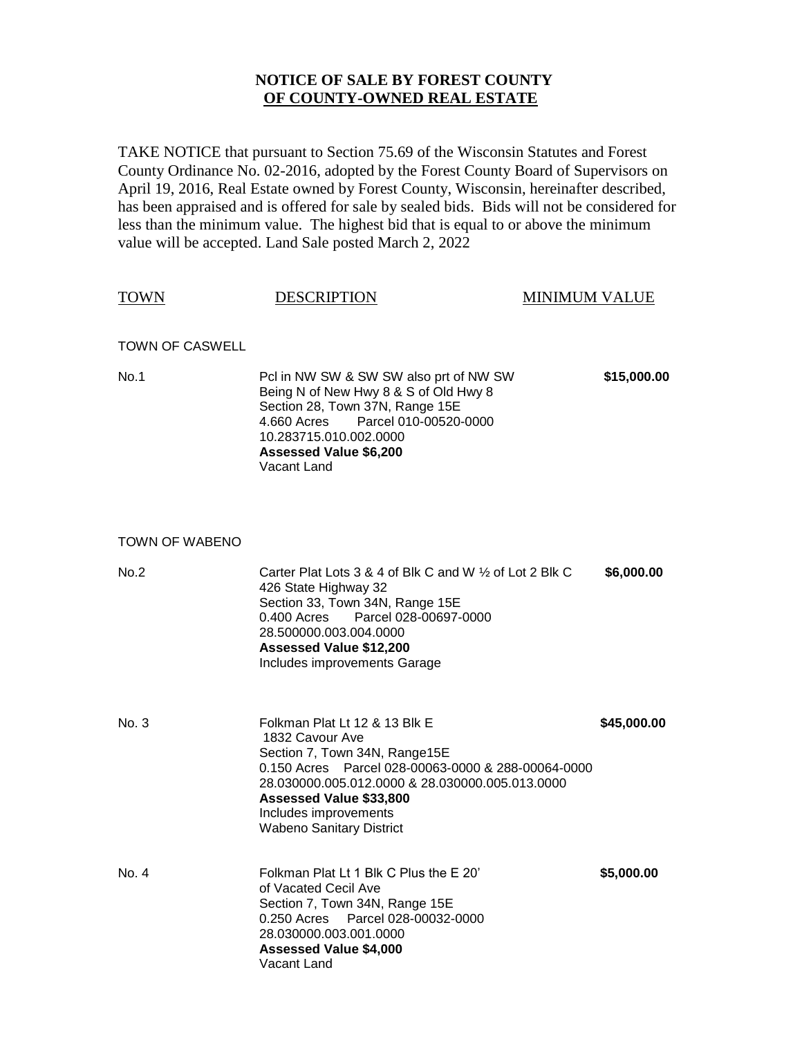# NOTICE OF SALE BY FOREST COUNTY OF COUNTY-OWNED REAL ESTATE

TAKE NOTICE that pursuant to Section 75.69 of the Wisconsin Statutes and Forest County Ordinance No. 02-2016, adopted by the Forest County Board of Supervisors on April 19, 2016, Real Estate owned by Forest County, Wisconsin, hereinafter described, has been appraised and is offered for sale by sealed bids. Bids will not be considered for less than the minimum value. The highest bid that is equal to or above the minimum value will be accepted. Land Sale posted March 2, 2022

| TOWN | DESCRIPTION | MINIMUM VALUE |
|---|---|---|
| TOWN OF CASWELL | | |
| No.1 | Pcl in NW SW & SW SW also prt of NW SW<br>Being N of New Hwy 8 & S of Old Hwy 8<br>Section 28, Town 37N, Range 15E<br>4.660 Acres Parcel 010-00520-0000<br>10.283715.010.002.0000<br>**Assessed Value $6,200**<br>Vacant Land | **$15,000.00** |
| TOWN OF WABENO | | |
| No.2 | Carter Plat Lots 3 & 4 of Blk C and W ½ of Lot 2 Blk C<br>426 State Highway 32<br>Section 33, Town 34N, Range 15E<br>0.400 Acres Parcel 028-00697-0000<br>28.500000.003.004.0000<br>**Assessed Value $12,200**<br>Includes improvements Garage | **$6,000.00** |
| No. 3 | Folkman Plat Lt 12 & 13 Blk E<br>1832 Cavour Ave<br>Section 7, Town 34N, Range15E<br>0.150 Acres Parcel 028-00063-0000 & 288-00064-0000<br>28.030000.005.012.0000 & 28.030000.005.013.0000<br>**Assessed Value $33,800**<br>Includes improvements<br>Wabeno Sanitary District | **$45,000.00** |
| No. 4 | Folkman Plat Lt 1 Blk C Plus the E 20'<br>of Vacated Cecil Ave<br>Section 7, Town 34N, Range 15E<br>0.250 Acres Parcel 028-00032-0000<br>28.030000.003.001.0000<br>**Assessed Value $4,000**<br>Vacant Land | **$5,000.00** |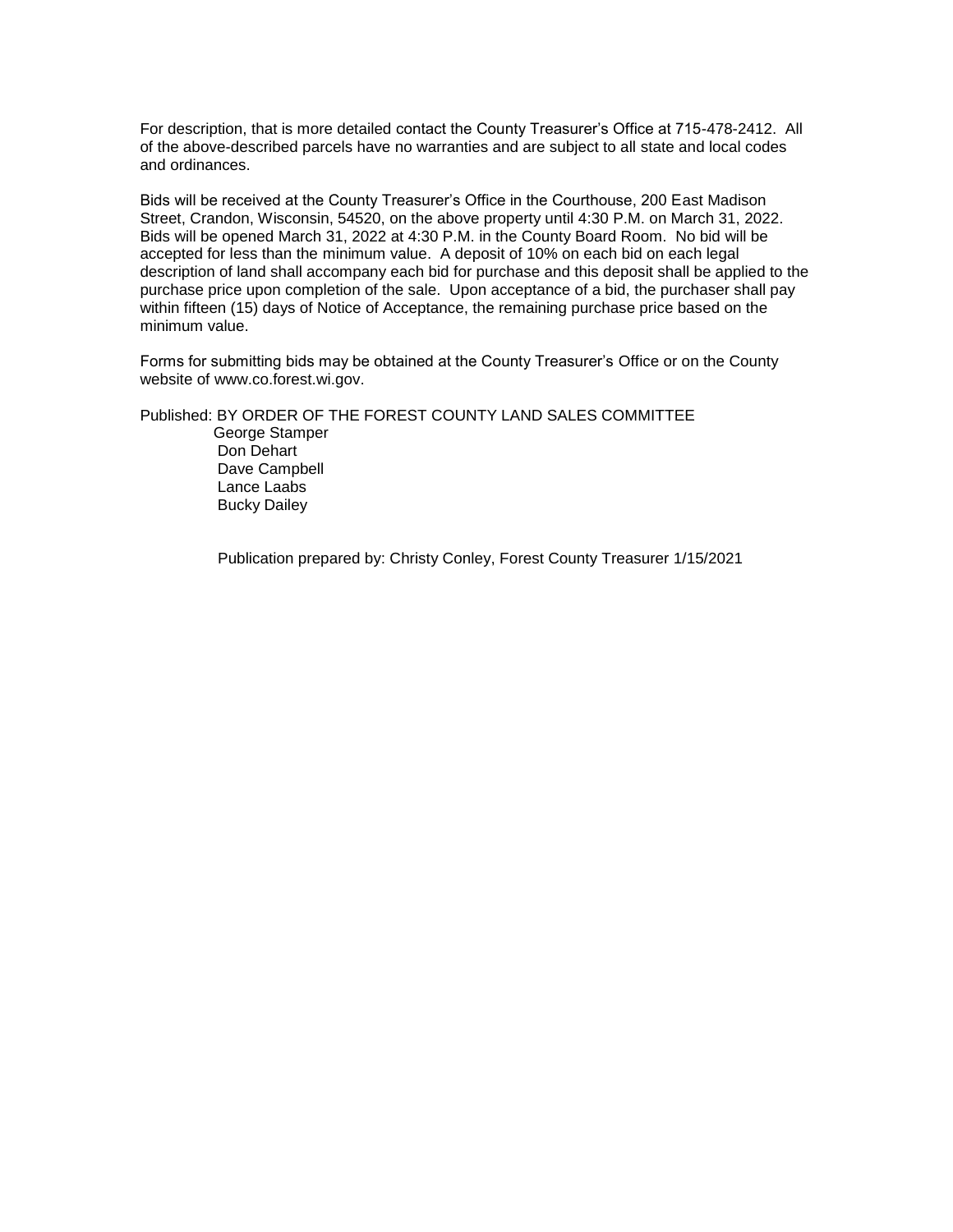For description, that is more detailed contact the County Treasurer's Office at 715-478-2412. All of the above-described parcels have no warranties and are subject to all state and local codes and ordinances.

Bids will be received at the County Treasurer's Office in the Courthouse, 200 East Madison Street, Crandon, Wisconsin, 54520, on the above property until 4:30 P.M. on March 31, 2022. Bids will be opened March 31, 2022 at 4:30 P.M. in the County Board Room. No bid will be accepted for less than the minimum value. A deposit of 10% on each bid on each legal description of land shall accompany each bid for purchase and this deposit shall be applied to the purchase price upon completion of the sale. Upon acceptance of a bid, the purchaser shall pay within fifteen (15) days of Notice of Acceptance, the remaining purchase price based on the minimum value.

Forms for submitting bids may be obtained at the County Treasurer's Office or on the County website of www.co.forest.wi.gov.

Published: BY ORDER OF THE FOREST COUNTY LAND SALES COMMITTEE
George Stamper
Don Dehart
Dave Campbell
Lance Laabs
Bucky Dailey

Publication prepared by: Christy Conley, Forest County Treasurer 1/15/2021